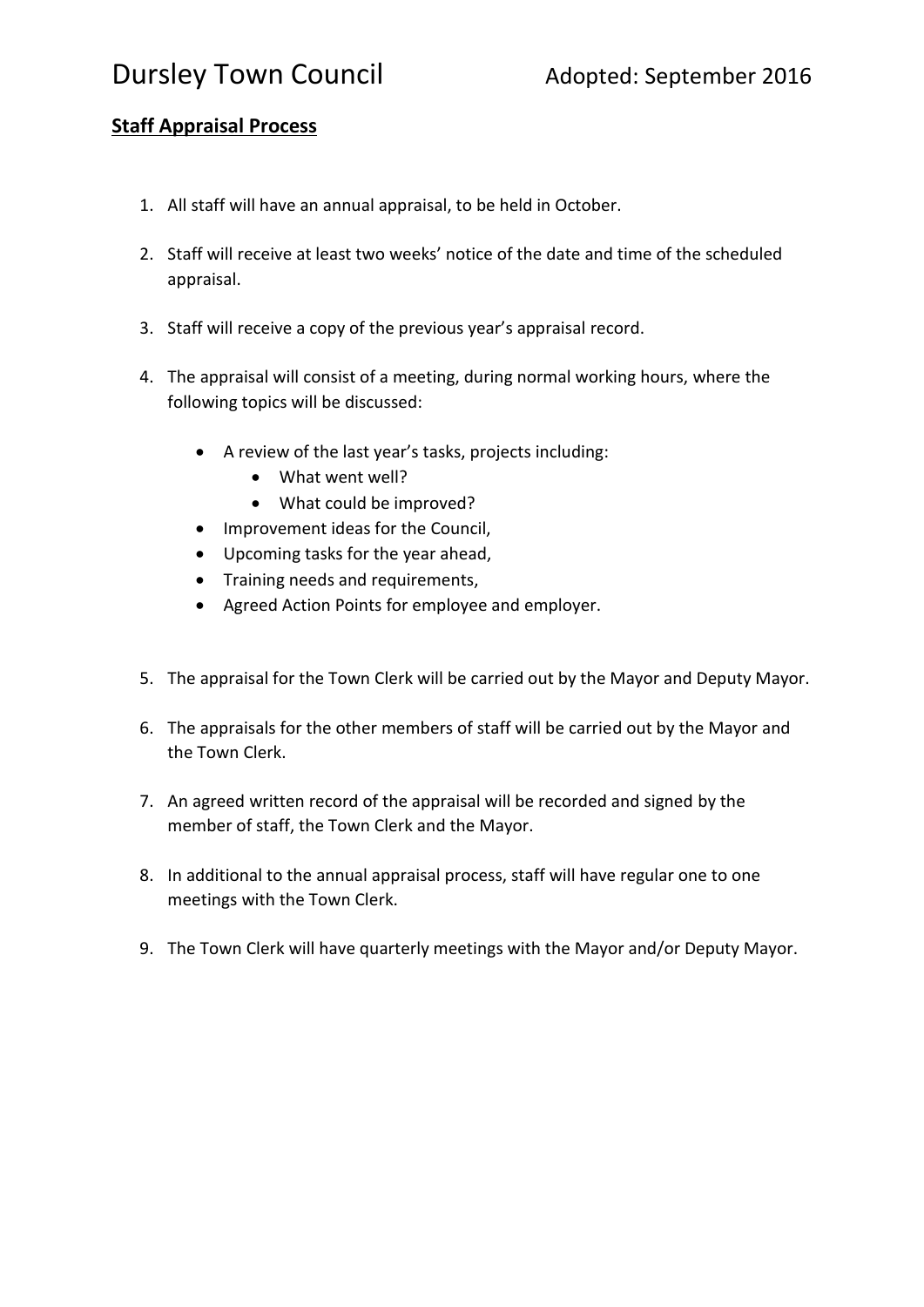# Dursley Town Council

Adopted: September 2016

## Staff Appraisal Process

1. All staff will have an annual appraisal, to be held in October.

2. Staff will receive at least two weeks' notice of the date and time of the scheduled appraisal.

3. Staff will receive a copy of the previous year's appraisal record.

4. The appraisal will consist of a meeting, during normal working hours, where the following topics will be discussed:

    - A review of the last year's tasks, projects including:
        - What went well?
        - What could be improved?
    - Improvement ideas for the Council,
    - Upcoming tasks for the year ahead,
    - Training needs and requirements,
    - Agreed Action Points for employee and employer.

5. The appraisal for the Town Clerk will be carried out by the Mayor and Deputy Mayor.

6. The appraisals for the other members of staff will be carried out by the Mayor and the Town Clerk.

7. An agreed written record of the appraisal will be recorded and signed by the member of staff, the Town Clerk and the Mayor.

8. In additional to the annual appraisal process, staff will have regular one to one meetings with the Town Clerk.

9. The Town Clerk will have quarterly meetings with the Mayor and/or Deputy Mayor.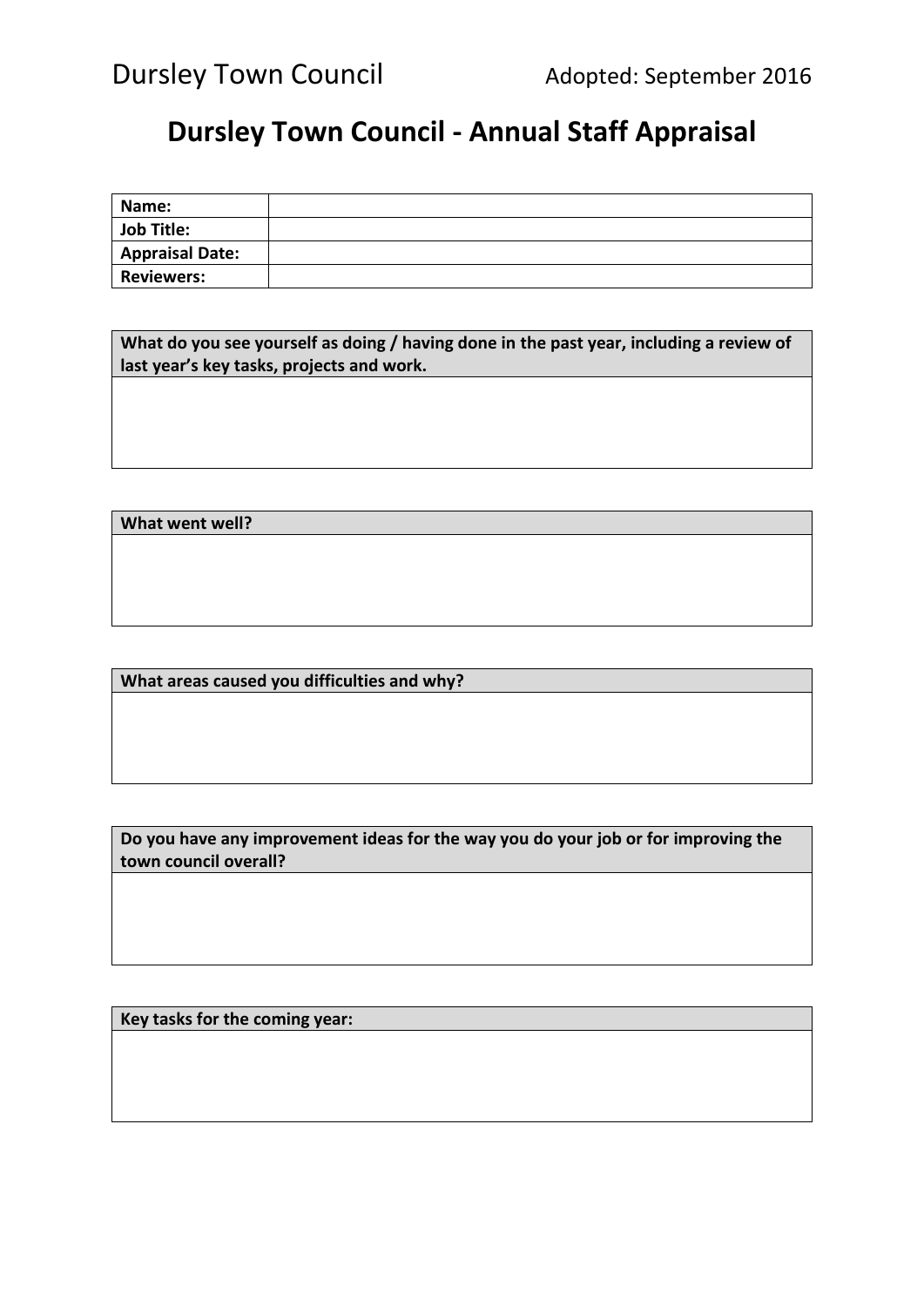# Dursley Town Council - Annual Staff Appraisal

| | |
|---|---|
| **Name:** | |
| **Job Title:** | |
| **Appraisal Date:** | |
| **Reviewers:** | |

| **What do you see yourself as doing / having done in the past year, including a review of last year's key tasks, projects and work.** |
|---|
| |

| **What went well?** |
|---|
| |

| **What areas caused you difficulties and why?** |
|---|
| |

| **Do you have any improvement ideas for the way you do your job or for improving the town council overall?** |
|---|
| |

| **Key tasks for the coming year:** |
|---|
| |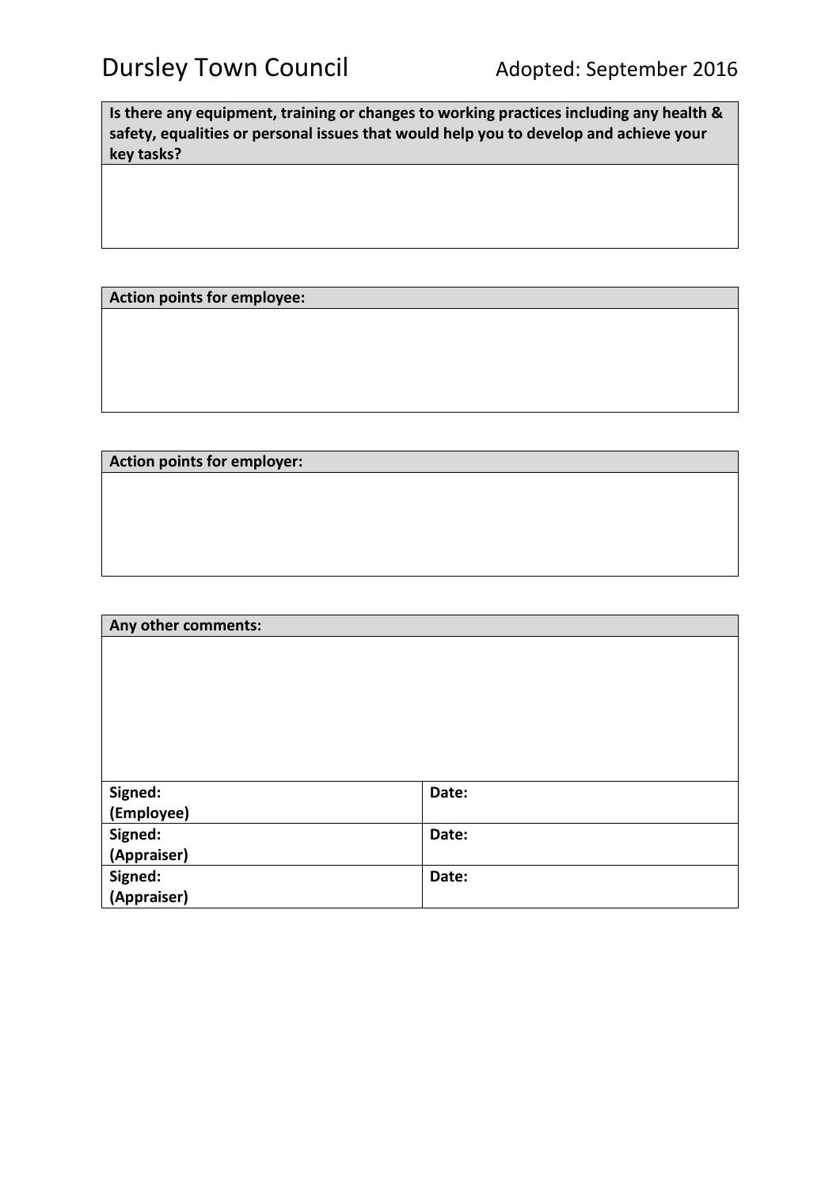| **Is there any equipment, training or changes to working practices including any health & safety, equalities or personal issues that would help you to develop and achieve your key tasks?** |
|---|
| |

| **Action points for employee:** |
|---|
| |

| **Action points for employer:** |
|---|
| |

| **Any other comments:** | |
|---|---|
| | |
| **Signed: (Employee)** | **Date:** |
| **Signed: (Appraiser)** | **Date:** |
| **Signed: (Appraiser)** | **Date:** |